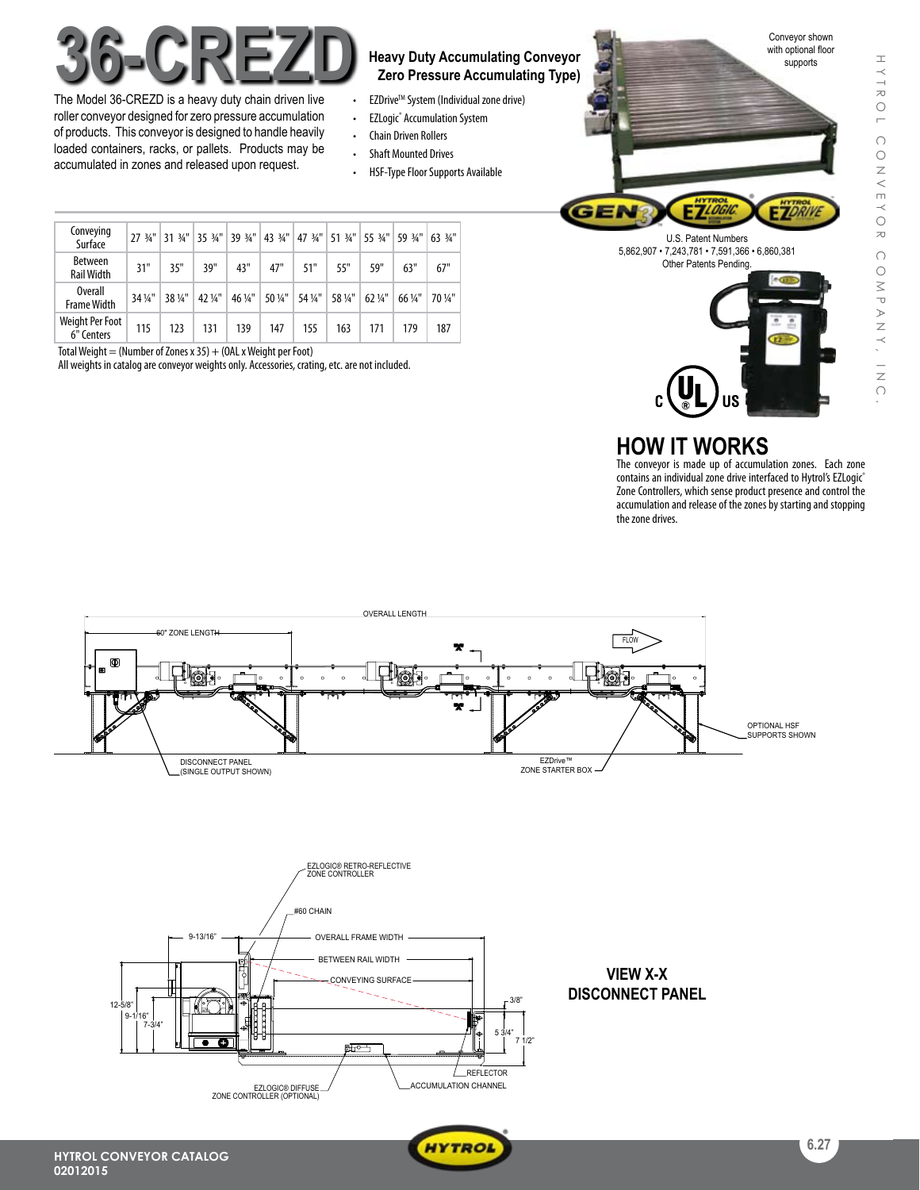# 36-CREZD

## Heavy Duty Accumulating Conveyor (Zero Pressure Accumulating Type)

The Model 36-CREZD is a heavy duty chain driven live roller conveyor designed for zero pressure accumulation of products. This conveyor is designed to handle heavily loaded containers, racks, or pallets. Products may be accumulated in zones and released upon request.

- EZDrive™ System (Individual zone drive)
- EZLogic® Accumulation System
- Chain Driven Rollers
- Shaft Mounted Drives
- HSF-Type Floor Supports Available

Conveyor shown with optional floor supports

U.S. Patent Numbers
5,862,907 • 7,243,781 • 7,591,366 • 6,860,381
Other Patents Pending.

| Conveying Surface | 27 ¾" | 31 ¾" | 35 ¾" | 39 ¾" | 43 ¾" | 47 ¾" | 51 ¾" | 55 ¾" | 59 ¾" | 63 ¾" |
|---|---|---|---|---|---|---|---|---|---|---|
| Between Rail Width | 31" | 35" | 39" | 43" | 47" | 51" | 55" | 59" | 63" | 67" |
| Overall Frame Width | 34 ¼" | 38 ¼" | 42 ¼" | 46 ¼" | 50 ¼" | 54 ¼" | 58 ¼" | 62 ¼" | 66 ¼" | 70 ¼" |
| Weight Per Foot 6" Centers | 115 | 123 | 131 | 139 | 147 | 155 | 163 | 171 | 179 | 187 |

Total Weight = (Number of Zones x 35) + (OAL x Weight per Foot)
All weights in catalog are conveyor weights only. Accessories, crating, etc. are not included.

## HOW IT WORKS

The conveyor is made up of accumulation zones. Each zone contains an individual zone drive interfaced to Hytrol's EZLogic® Zone Controllers, which sense product presence and control the accumulation and release of the zones by starting and stopping the zone drives.

OVERALL LENGTH
60" ZONE LENGTH
FLOW
X
DISCONNECT PANEL (SINGLE OUTPUT SHOWN)
EZDrive™ ZONE STARTER BOX
OPTIONAL HSF SUPPORTS SHOWN

EZLOGIC® RETRO-REFLECTIVE ZONE CONTROLLER
#60 CHAIN
9-13/16"
OVERALL FRAME WIDTH
BETWEEN RAIL WIDTH
CONVEYING SURFACE
3/8"
12-5/8"
9-1/16"
7-3/4"
5 3/4"
7 1/2"
REFLECTOR
EZLOGIC® DIFFUSE ZONE CONTROLLER (OPTIONAL)
ACCUMULATION CHANNEL

**VIEW X-X DISCONNECT PANEL**

HYTROL CONVEYOR CATALOG
02012015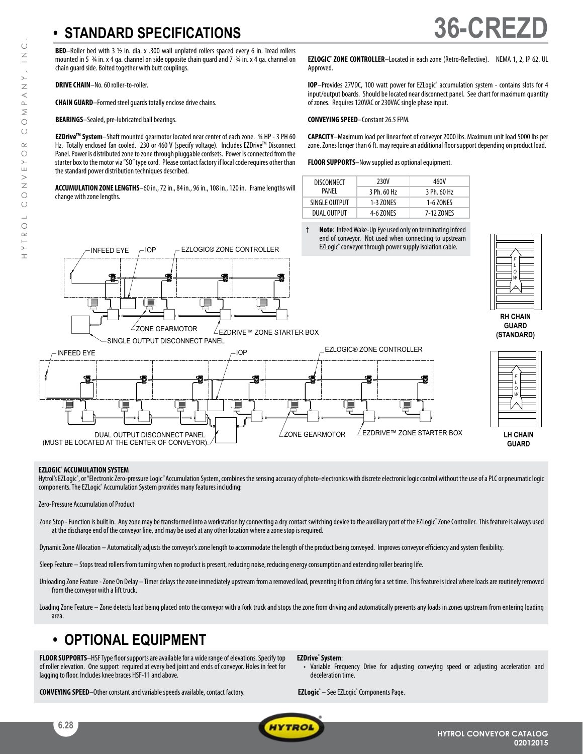# • STANDARD SPECIFICATIONS

# 36-CREZD

**BED**–Roller bed with 3 ½ in. dia. x .300 wall unplated rollers spaced every 6 in. Tread rollers mounted in 5 ¾ in. x 4 ga. channel on side opposite chain guard and 7 ¾ in. x 4 ga. channel on chain guard side. Bolted together with butt couplings.

**DRIVE CHAIN**–No. 60 roller-to-roller.

**CHAIN GUARD**–Formed steel guards totally enclose drive chains.

**BEARINGS**–Sealed, pre-lubricated ball bearings.

**EZDrive™ System**–Shaft mounted gearmotor located near center of each zone. ¾ HP - 3 PH 60 Hz. Totally enclosed fan cooled. 230 or 460 V (specify voltage). Includes EZDrive™ Disconnect Panel. Power is distributed zone to zone through pluggable cordsets. Power is connected from the starter box to the motor via "SO" type cord. Please contact factory if local code requires other than the standard power distribution techniques described.

**ACCUMULATION ZONE LENGTHS**–60 in., 72 in., 84 in., 96 in., 108 in., 120 in. Frame lengths will change with zone lengths.

**EZLOGIC® ZONE CONTROLLER**–Located in each zone (Retro-Reflective). NEMA 1, 2, IP 62. UL Approved.

**IOP**–Provides 27VDC, 100 watt power for EZLogic® accumulation system - contains slots for 4 input/output boards. Should be located near disconnect panel. See chart for maximum quantity of zones. Requires 120VAC or 230VAC single phase input.

**CONVEYING SPEED**–Constant 26.5 FPM.

**CAPACITY**–Maximum load per linear foot of conveyor 2000 lbs. Maximum unit load 5000 lbs per zone. Zones longer than 6 ft. may require an additional floor support depending on product load.

**FLOOR SUPPORTS**–Now supplied as optional equipment.

| DISCONNECT PANEL | 230V 3 Ph. 60 Hz | 460V 3 Ph. 60 Hz |
|---|---|---|
| SINGLE OUTPUT | 1-3 ZONES | 1-6 ZONES |
| DUAL OUTPUT | 4-6 ZONES | 7-12 ZONES |

† **Note**: Infeed Wake-Up Eye used only on terminating infeed end of conveyor. Not used when connecting to upstream EZLogic® conveyor through power supply isolation cable.

INFEED EYE
IOP
EZLOGIC® ZONE CONTROLLER
ZONE GEARMOTOR
EZDRIVE™ ZONE STARTER BOX
SINGLE OUTPUT DISCONNECT PANEL

INFEED EYE
IOP
EZLOGIC® ZONE CONTROLLER
DUAL OUTPUT DISCONNECT PANEL (MUST BE LOCATED AT THE CENTER OF CONVEYOR)
ZONE GEARMOTOR
EZDRIVE™ ZONE STARTER BOX

FLOW
RH CHAIN GUARD (STANDARD)

FLOW
LH CHAIN GUARD

**EZLOGIC® ACCUMULATION SYSTEM**

Hytrol's EZLogic®, or "Electronic Zero-pressure Logic" Accumulation System, combines the sensing accuracy of photo-electronics with discrete electronic logic control without the use of a PLC or pneumatic logic components. The EZLogic® Accumulation System provides many features including:

Zero-Pressure Accumulation of Product

Zone Stop - Function is built in. Any zone may be transformed into a workstation by connecting a dry contact switching device to the auxiliary port of the EZLogic® Zone Controller. This feature is always used at the discharge end of the conveyor line, and may be used at any other location where a zone stop is required.

Dynamic Zone Allocation – Automatically adjusts the conveyor's zone length to accommodate the length of the product being conveyed. Improves conveyor efficiency and system flexibility.

Sleep Feature – Stops tread rollers from turning when no product is present, reducing noise, reducing energy consumption and extending roller bearing life.

Unloading Zone Feature - Zone On Delay – Timer delays the zone immediately upstream from a removed load, preventing it from driving for a set time. This feature is ideal where loads are routinely removed from the conveyor with a lift truck.

Loading Zone Feature – Zone detects load being placed onto the conveyor with a fork truck and stops the zone from driving and automatically prevents any loads in zones upstream from entering loading area.

# • OPTIONAL EQUIPMENT

**FLOOR SUPPORTS**–HSF Type floor supports are available for a wide range of elevations. Specify top of roller elevation. One support required at every bed joint and ends of conveyor. Holes in feet for lagging to floor. Includes knee braces HSF-11 and above.

**CONVEYING SPEED**–Other constant and variable speeds available, contact factory.

**EZDrive® System**:
- Variable Frequency Drive for adjusting conveying speed or adjusting acceleration and deceleration time.

**EZLogic®** – See EZLogic® Components Page.